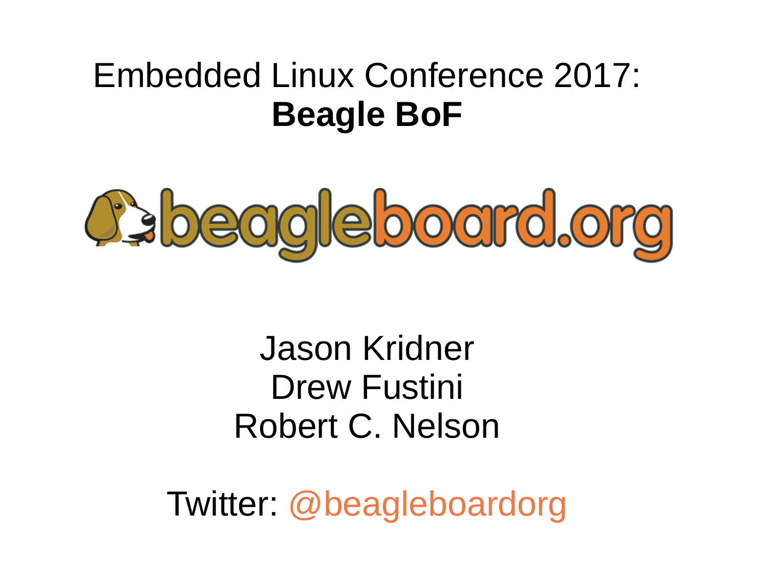# Embedded Linux Conference 2017: **Beagle BoF**

beagleboard.org

Jason Kridner
Drew Fustini
Robert C. Nelson

Twitter: @beagleboardorg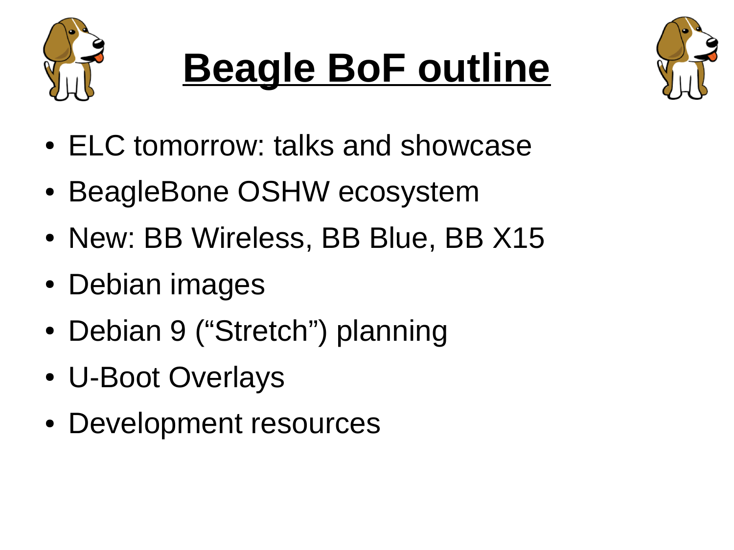# Beagle BoF outline

- ELC tomorrow: talks and showcase
- BeagleBone OSHW ecosystem
- New: BB Wireless, BB Blue, BB X15
- Debian images
- Debian 9 (“Stretch”) planning
- U-Boot Overlays
- Development resources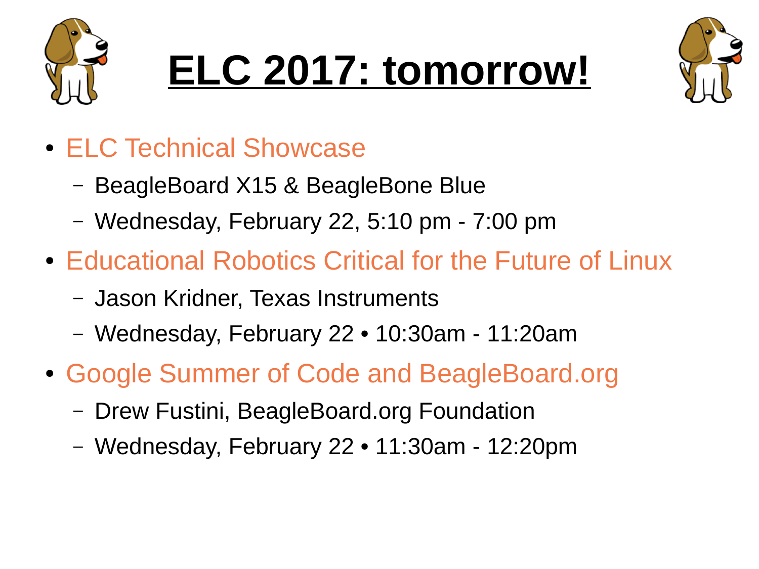# ELC 2017: tomorrow!

- ELC Technical Showcase
  - BeagleBoard X15 & BeagleBone Blue
  - Wednesday, February 22, 5:10 pm - 7:00 pm
- Educational Robotics Critical for the Future of Linux
  - Jason Kridner, Texas Instruments
  - Wednesday, February 22 • 10:30am - 11:20am
- Google Summer of Code and BeagleBoard.org
  - Drew Fustini, BeagleBoard.org Foundation
  - Wednesday, February 22 • 11:30am - 12:20pm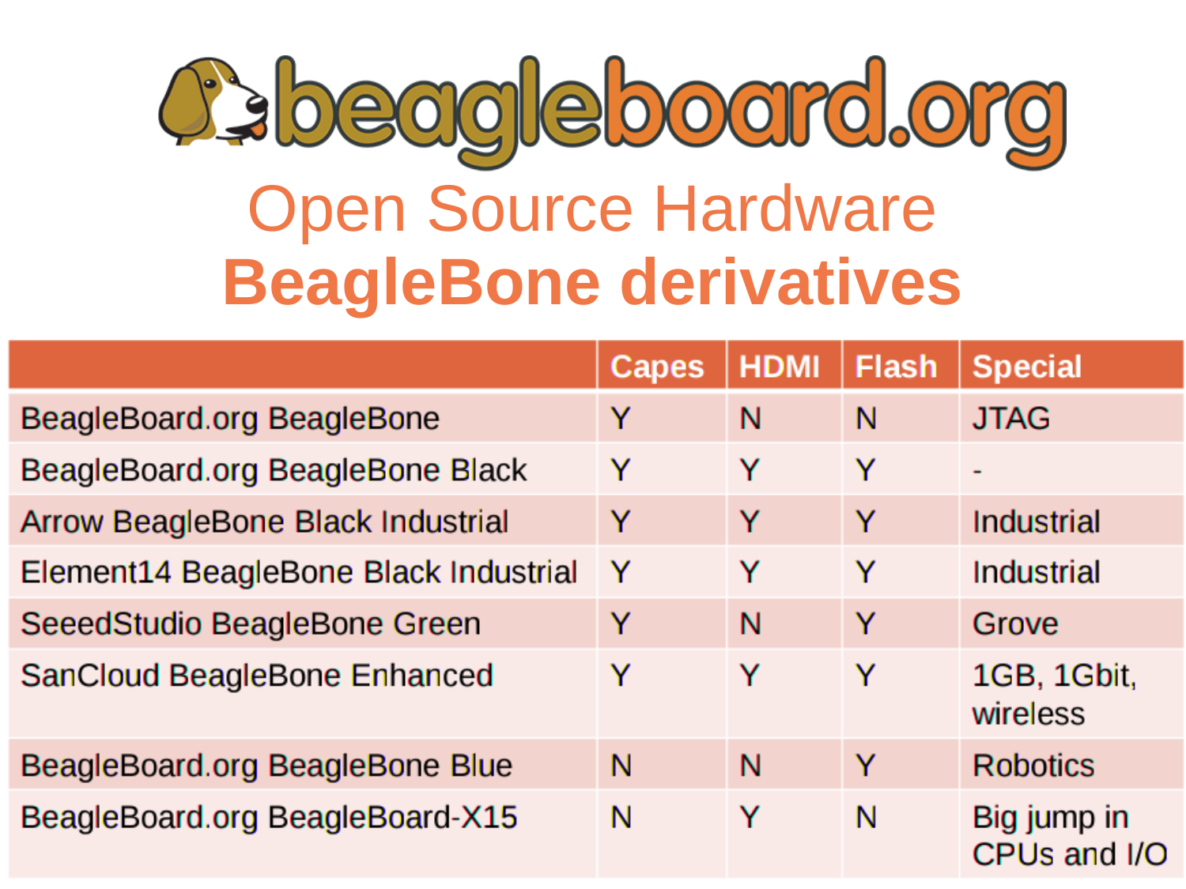# beagleboard.org

## Open Source Hardware

## BeagleBone derivatives

| | Capes | HDMI | Flash | Special |
|---|---|---|---|---|
| BeagleBoard.org BeagleBone | Y | N | N | JTAG |
| BeagleBoard.org BeagleBone Black | Y | Y | Y | - |
| Arrow BeagleBone Black Industrial | Y | Y | Y | Industrial |
| Element14 BeagleBone Black Industrial | Y | Y | Y | Industrial |
| SeeedStudio BeagleBone Green | Y | N | Y | Grove |
| SanCloud BeagleBone Enhanced | Y | Y | Y | 1GB, 1Gbit, wireless |
| BeagleBoard.org BeagleBone Blue | N | N | Y | Robotics |
| BeagleBoard.org BeagleBoard-X15 | N | Y | N | Big jump in CPUs and I/O |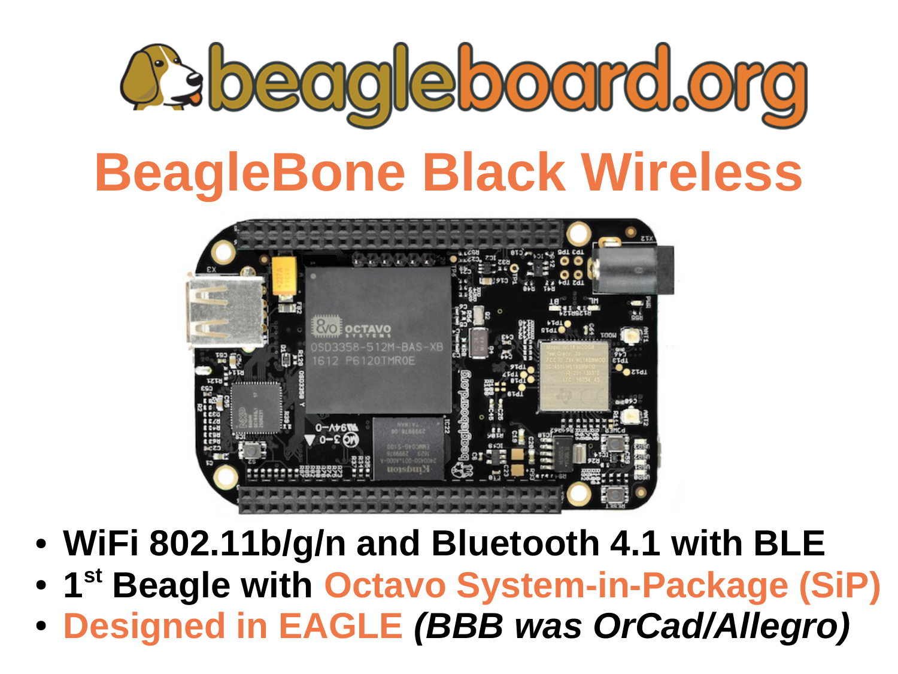# BeagleBone Black Wireless

- **WiFi 802.11b/g/n and Bluetooth 4.1 with BLE**
- **1st Beagle with Octavo System-in-Package (SiP)**
- **Designed in EAGLE** ***(BBB was OrCad/Allegro)***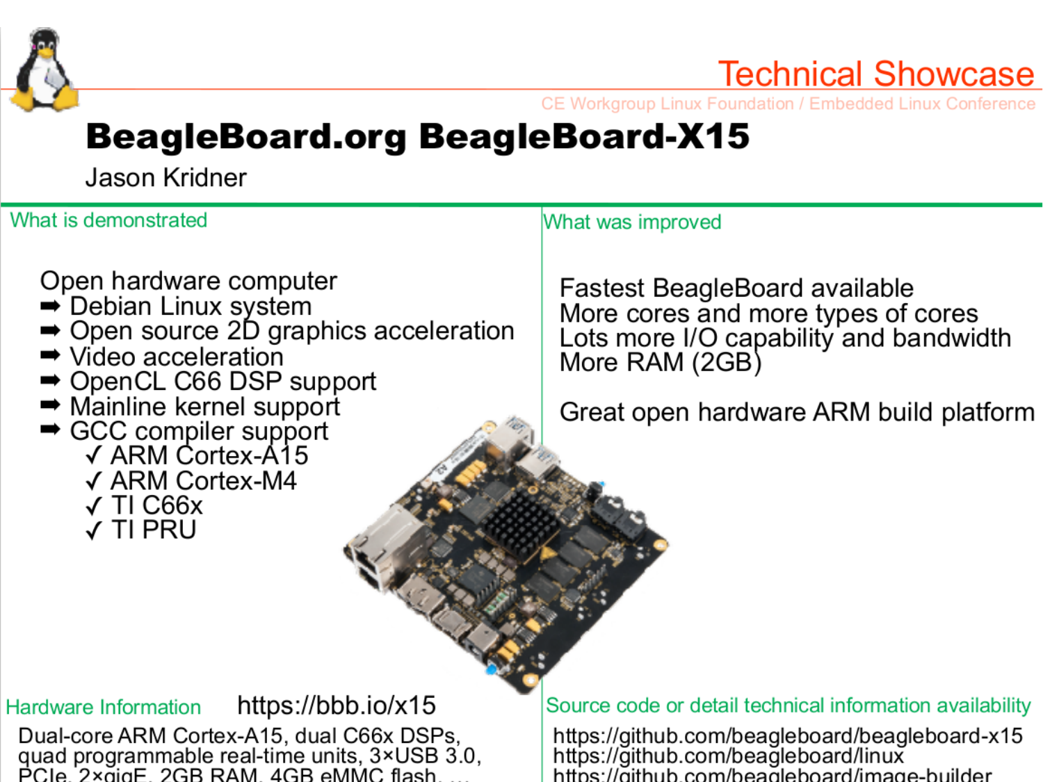# Technical Showcase

CE Workgroup Linux Foundation / Embedded Linux Conference

## BeagleBoard.org BeagleBoard-X15

Jason Kridner

### What is demonstrated

Open hardware computer

- ➡ Debian Linux system
- ➡ Open source 2D graphics acceleration
- ➡ Video acceleration
- ➡ OpenCL C66 DSP support
- ➡ Mainline kernel support
- ➡ GCC compiler support
  - ✓ ARM Cortex-A15
  - ✓ ARM Cortex-M4
  - ✓ TI C66x
  - ✓ TI PRU

### What was improved

Fastest BeagleBoard available
More cores and more types of cores
Lots more I/O capability and bandwidth
More RAM (2GB)

Great open hardware ARM build platform

### Hardware Information

https://bbb.io/x15

Dual-core ARM Cortex-A15, dual C66x DSPs, quad programmable real-time units, 3×USB 3.0, PCIe, 2×gigE, 2GB RAM, 4GB eMMC flash, ...

### Source code or detail technical information availability

https://github.com/beagleboard/beagleboard-x15
https://github.com/beagleboard/linux
https://github.com/beagleboard/image-builder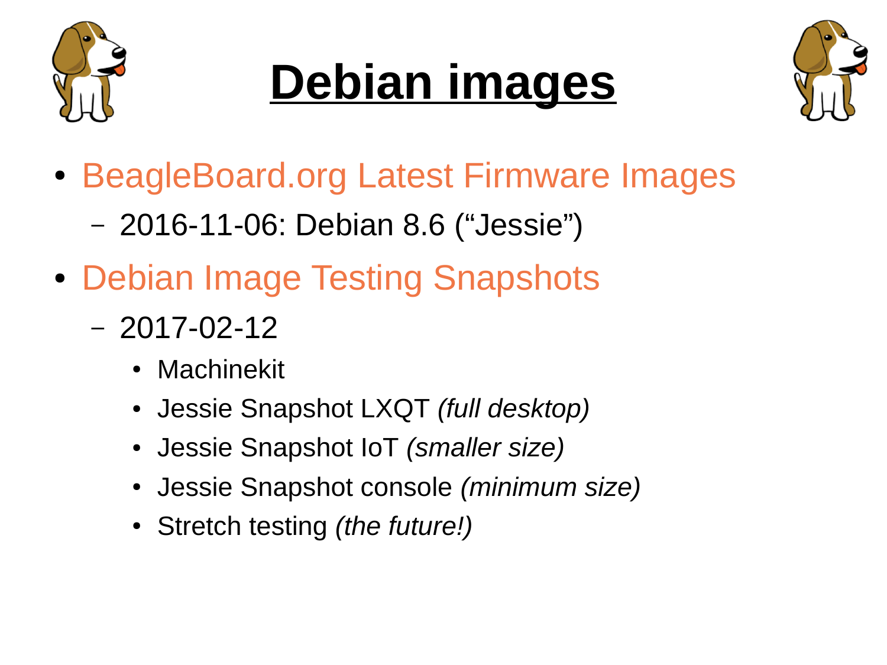# Debian images

- BeagleBoard.org Latest Firmware Images
  - 2016-11-06: Debian 8.6 (“Jessie”)
- Debian Image Testing Snapshots
  - 2017-02-12
    - Machinekit
    - Jessie Snapshot LXQT *(full desktop)*
    - Jessie Snapshot IoT *(smaller size)*
    - Jessie Snapshot console *(minimum size)*
    - Stretch testing *(the future!)*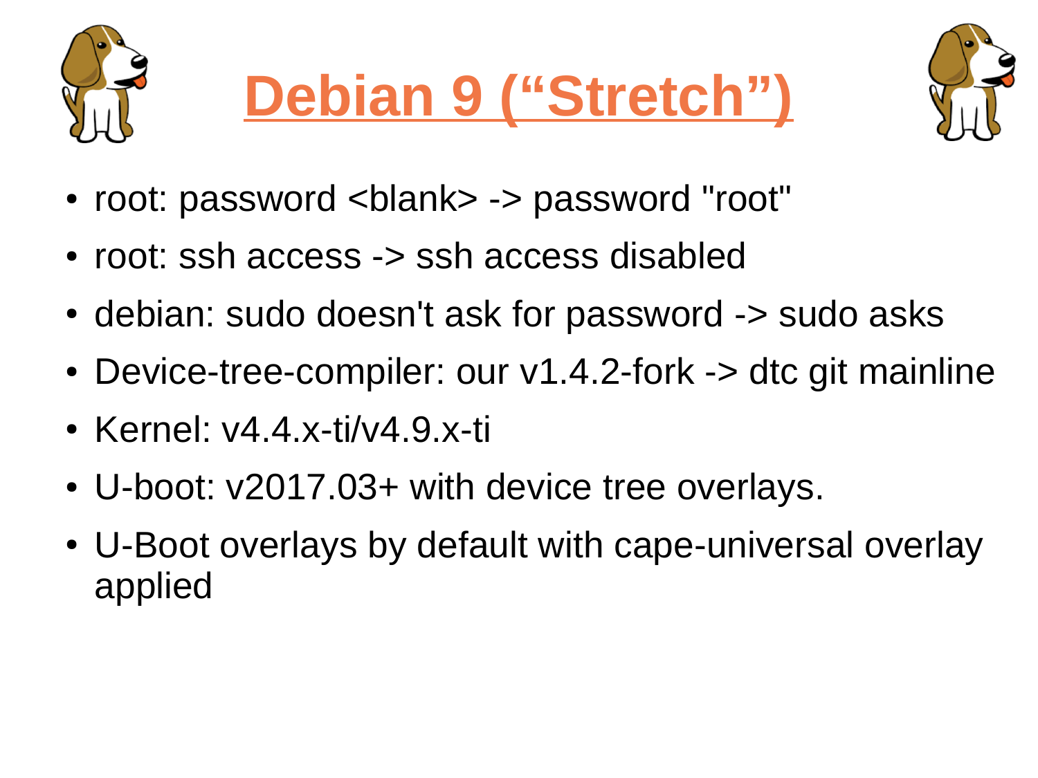# Debian 9 (“Stretch”)

- root: password <blank> -> password "root"
- root: ssh access -> ssh access disabled
- debian: sudo doesn't ask for password -> sudo asks
- Device-tree-compiler: our v1.4.2-fork -> dtc git mainline
- Kernel: v4.4.x-ti/v4.9.x-ti
- U-boot: v2017.03+ with device tree overlays.
- U-Boot overlays by default with cape-universal overlay applied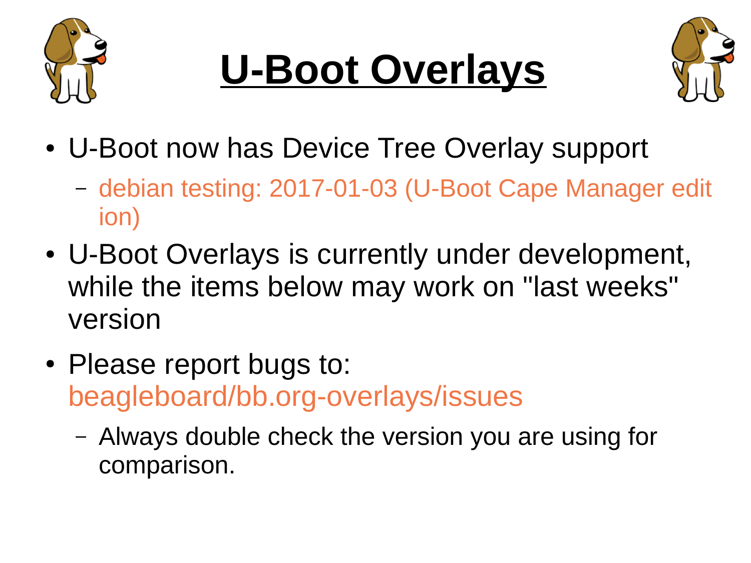# U-Boot Overlays

- U-Boot now has Device Tree Overlay support
  - debian testing: 2017-01-03 (U-Boot Cape Manager edition)
- U-Boot Overlays is currently under development, while the items below may work on "last weeks" version
- Please report bugs to: beagleboard/bb.org-overlays/issues
  - Always double check the version you are using for comparison.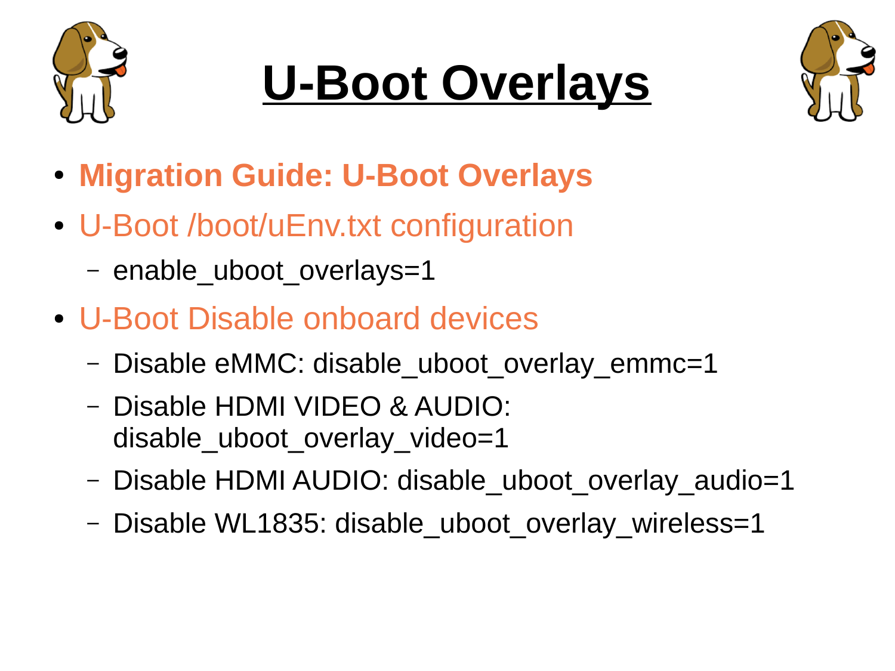# U-Boot Overlays

- **Migration Guide: U-Boot Overlays**
- U-Boot /boot/uEnv.txt configuration
  - enable_uboot_overlays=1
- U-Boot Disable onboard devices
  - Disable eMMC: disable_uboot_overlay_emmc=1
  - Disable HDMI VIDEO & AUDIO: disable_uboot_overlay_video=1
  - Disable HDMI AUDIO: disable_uboot_overlay_audio=1
  - Disable WL1835: disable_uboot_overlay_wireless=1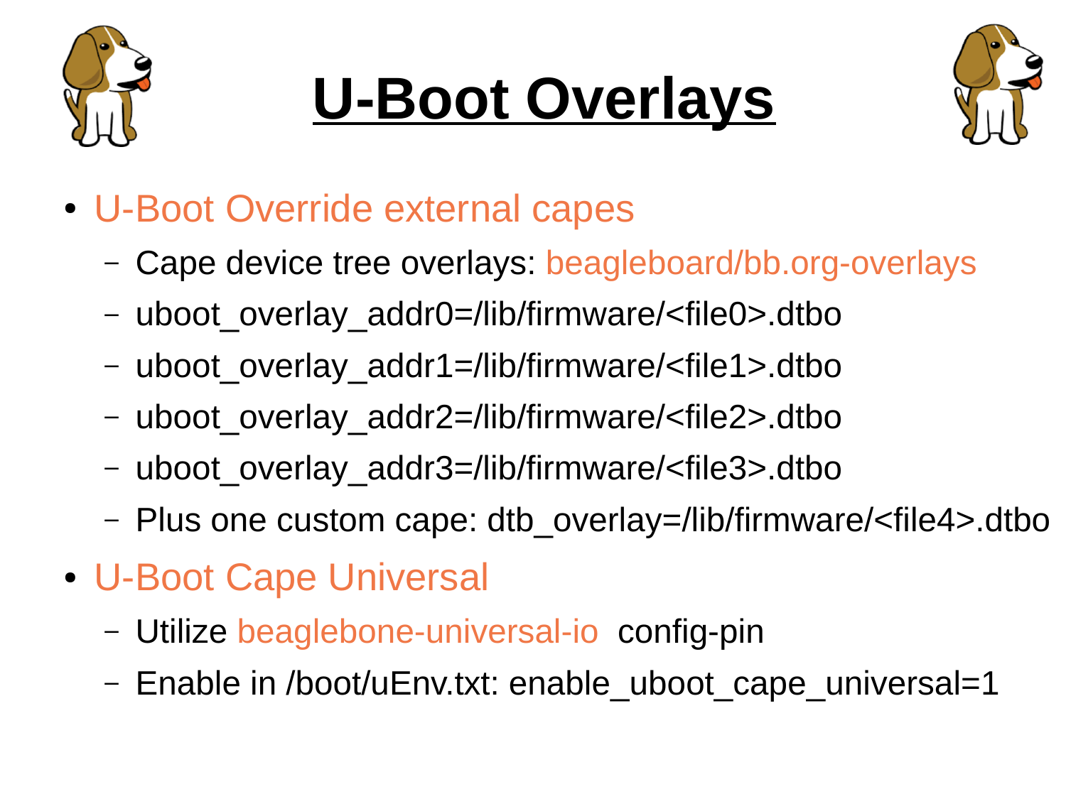# U-Boot Overlays

- U-Boot Override external capes
  - Cape device tree overlays: beagleboard/bb.org-overlays
  - uboot_overlay_addr0=/lib/firmware/<file0>.dtbo
  - uboot_overlay_addr1=/lib/firmware/<file1>.dtbo
  - uboot_overlay_addr2=/lib/firmware/<file2>.dtbo
  - uboot_overlay_addr3=/lib/firmware/<file3>.dtbo
  - Plus one custom cape: dtb_overlay=/lib/firmware/<file4>.dtbo
- U-Boot Cape Universal
  - Utilize beaglebone-universal-io config-pin
  - Enable in /boot/uEnv.txt: enable_uboot_cape_universal=1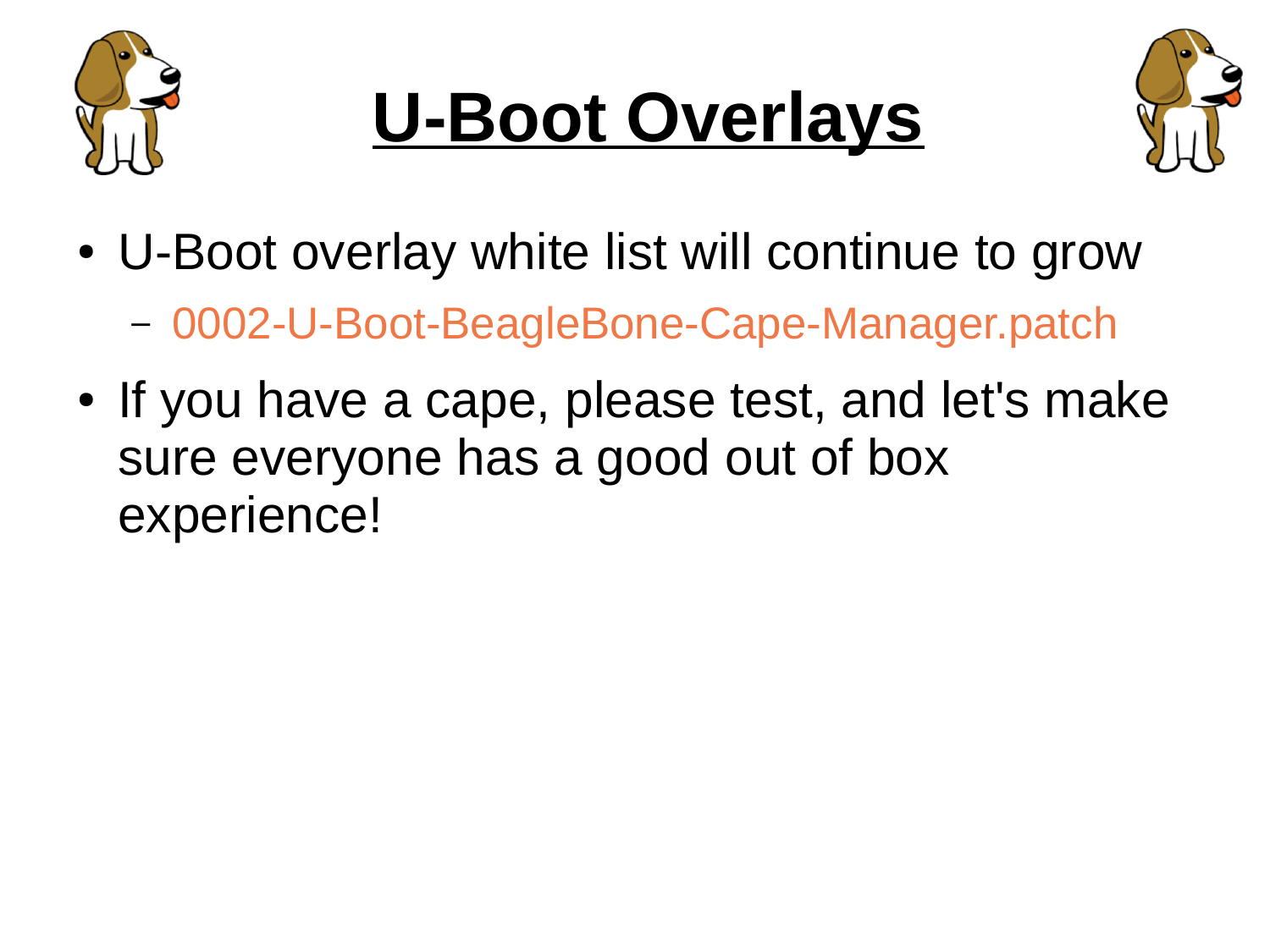# U-Boot Overlays

- U-Boot overlay white list will continue to grow
  - 0002-U-Boot-BeagleBone-Cape-Manager.patch
- If you have a cape, please test, and let's make sure everyone has a good out of box experience!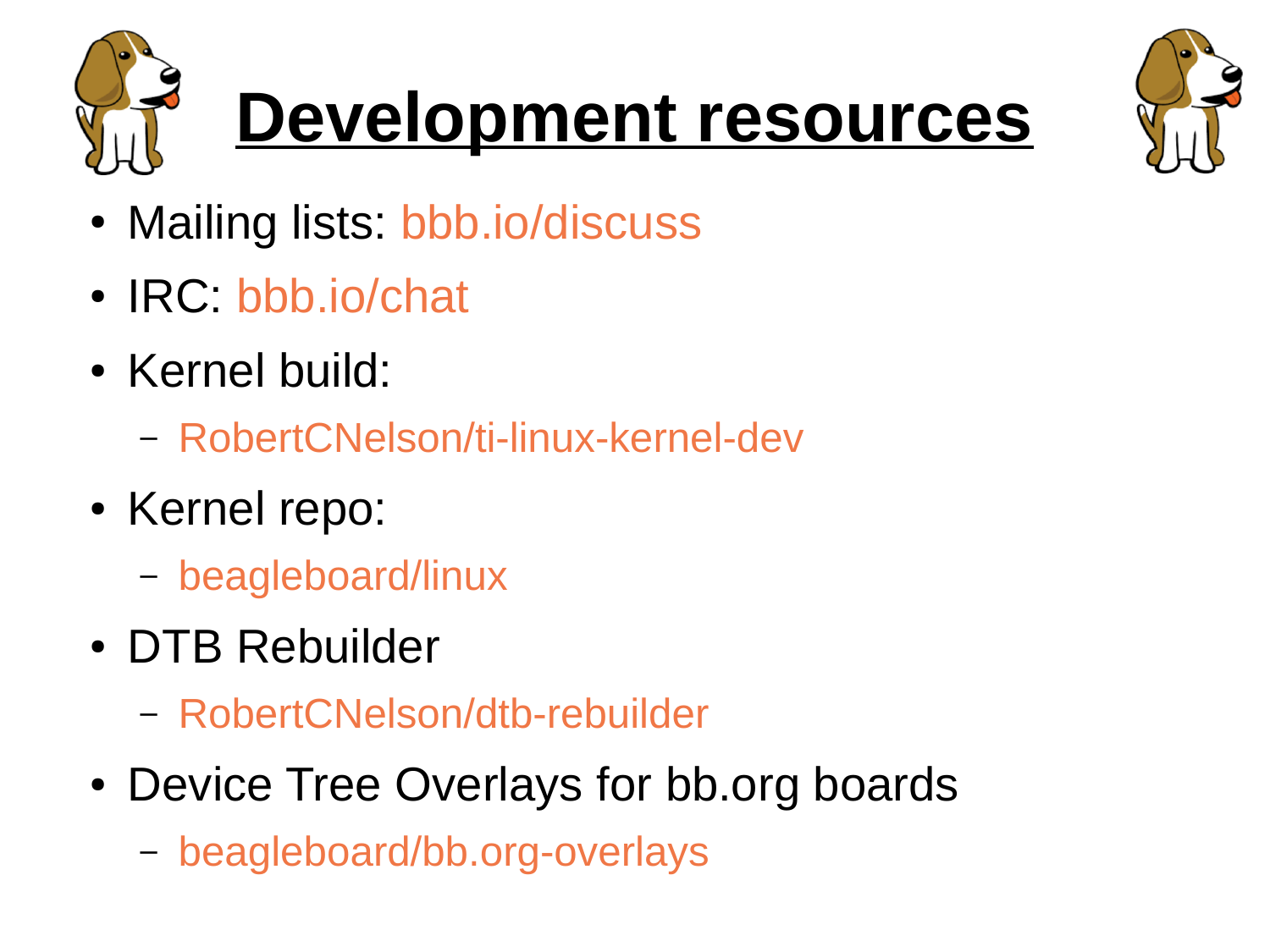# Development resources

- Mailing lists: bbb.io/discuss
- IRC: bbb.io/chat
- Kernel build:
  - RobertCNelson/ti-linux-kernel-dev
- Kernel repo:
  - beagleboard/linux
- DTB Rebuilder
  - RobertCNelson/dtb-rebuilder
- Device Tree Overlays for bb.org boards
  - beagleboard/bb.org-overlays